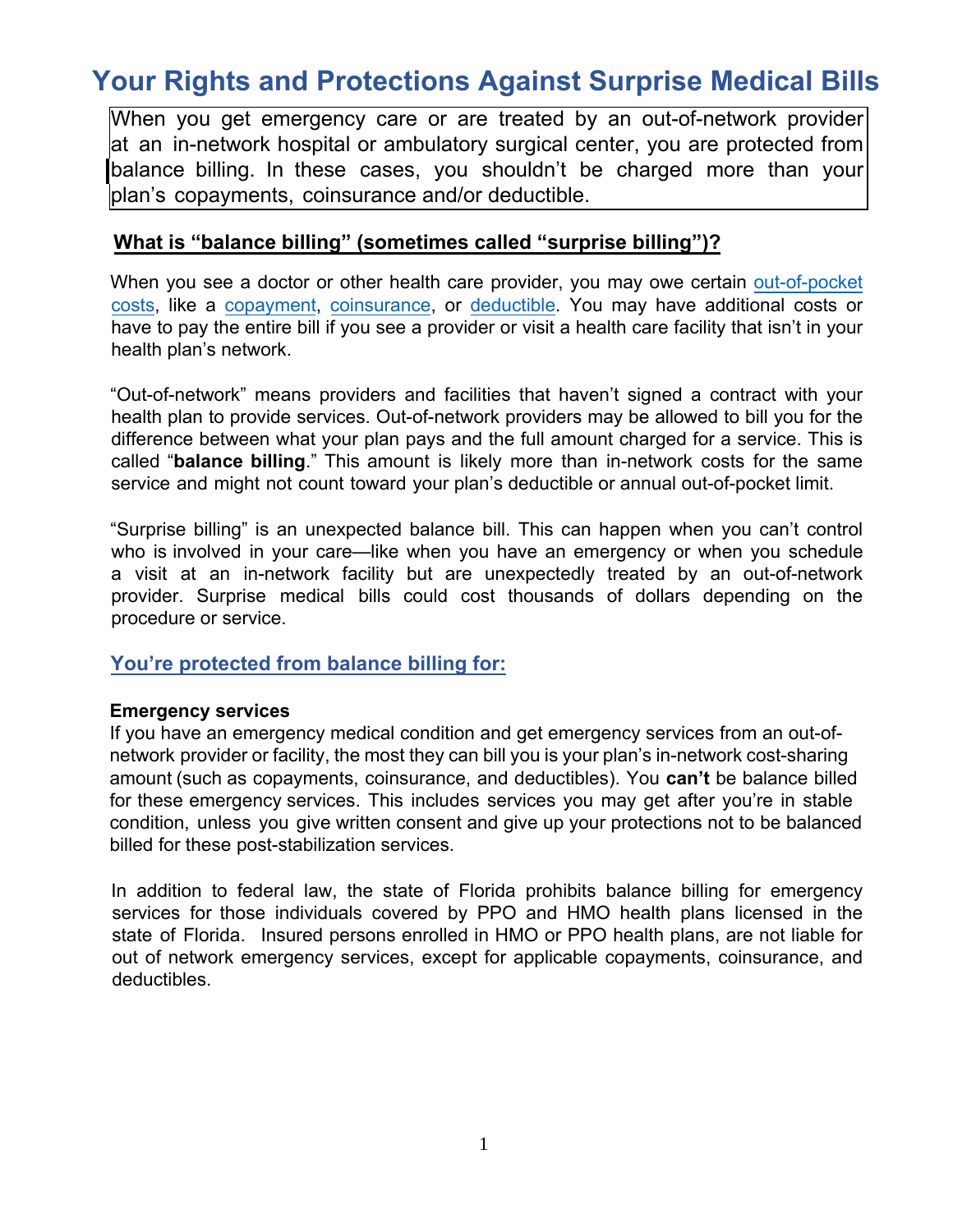# Your Rights and Protections Against Surprise Medical Bills

When you get emergency care or are treated by an out-of-network provider at an in-network hospital or ambulatory surgical center, you are protected from balance billing. In these cases, you shouldn't be charged more than your plan's copayments, coinsurance and/or deductible.

## What is "balance billing" (sometimes called "surprise billing")?

When you see a doctor or other health care provider, you may owe certain out-of-pocket costs, like a copayment, coinsurance, or deductible. You may have additional costs or have to pay the entire bill if you see a provider or visit a health care facility that isn't in your health plan's network.

"Out-of-network" means providers and facilities that haven't signed a contract with your health plan to provide services. Out-of-network providers may be allowed to bill you for the difference between what your plan pays and the full amount charged for a service. This is called "**balance billing**." This amount is likely more than in-network costs for the same service and might not count toward your plan's deductible or annual out-of-pocket limit.

"Surprise billing" is an unexpected balance bill. This can happen when you can't control who is involved in your care—like when you have an emergency or when you schedule a visit at an in-network facility but are unexpectedly treated by an out-of-network provider. Surprise medical bills could cost thousands of dollars depending on the procedure or service.

## You're protected from balance billing for:

**Emergency services**

If you have an emergency medical condition and get emergency services from an out-of-network provider or facility, the most they can bill you is your plan's in-network cost-sharing amount (such as copayments, coinsurance, and deductibles). You **can't** be balance billed for these emergency services. This includes services you may get after you're in stable condition, unless you give written consent and give up your protections not to be balanced billed for these post-stabilization services.

In addition to federal law, the state of Florida prohibits balance billing for emergency services for those individuals covered by PPO and HMO health plans licensed in the state of Florida. Insured persons enrolled in HMO or PPO health plans, are not liable for out of network emergency services, except for applicable copayments, coinsurance, and deductibles.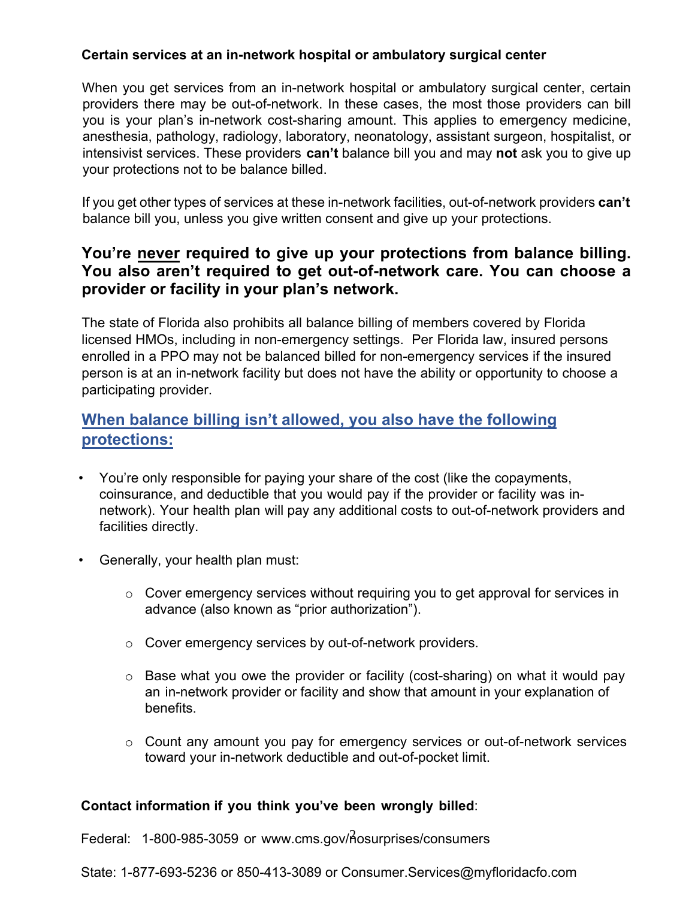**Certain services at an in-network hospital or ambulatory surgical center**

When you get services from an in-network hospital or ambulatory surgical center, certain providers there may be out-of-network. In these cases, the most those providers can bill you is your plan's in-network cost-sharing amount. This applies to emergency medicine, anesthesia, pathology, radiology, laboratory, neonatology, assistant surgeon, hospitalist, or intensivist services. These providers **can't** balance bill you and may **not** ask you to give up your protections not to be balance billed.

If you get other types of services at these in-network facilities, out-of-network providers **can't** balance bill you, unless you give written consent and give up your protections.

## You're <u>never</u> required to give up your protections from balance billing. You also aren't required to get out-of-network care. You can choose a provider or facility in your plan's network.

The state of Florida also prohibits all balance billing of members covered by Florida licensed HMOs, including in non-emergency settings. Per Florida law, insured persons enrolled in a PPO may not be balanced billed for non-emergency services if the insured person is at an in-network facility but does not have the ability or opportunity to choose a participating provider.

## When balance billing isn't allowed, you also have the following protections:

- You're only responsible for paying your share of the cost (like the copayments, coinsurance, and deductible that you would pay if the provider or facility was in-network). Your health plan will pay any additional costs to out-of-network providers and facilities directly.
- Generally, your health plan must:
  - Cover emergency services without requiring you to get approval for services in advance (also known as "prior authorization").
  - Cover emergency services by out-of-network providers.
  - Base what you owe the provider or facility (cost-sharing) on what it would pay an in-network provider or facility and show that amount in your explanation of benefits.
  - Count any amount you pay for emergency services or out-of-network services toward your in-network deductible and out-of-pocket limit.

**Contact information if you think you've been wrongly billed**:

Federal: 1-800-985-3059 or www.cms.gov/nosurprises/consumers

State: 1-877-693-5236 or 850-413-3089 or Consumer.Services@myfloridacfo.com